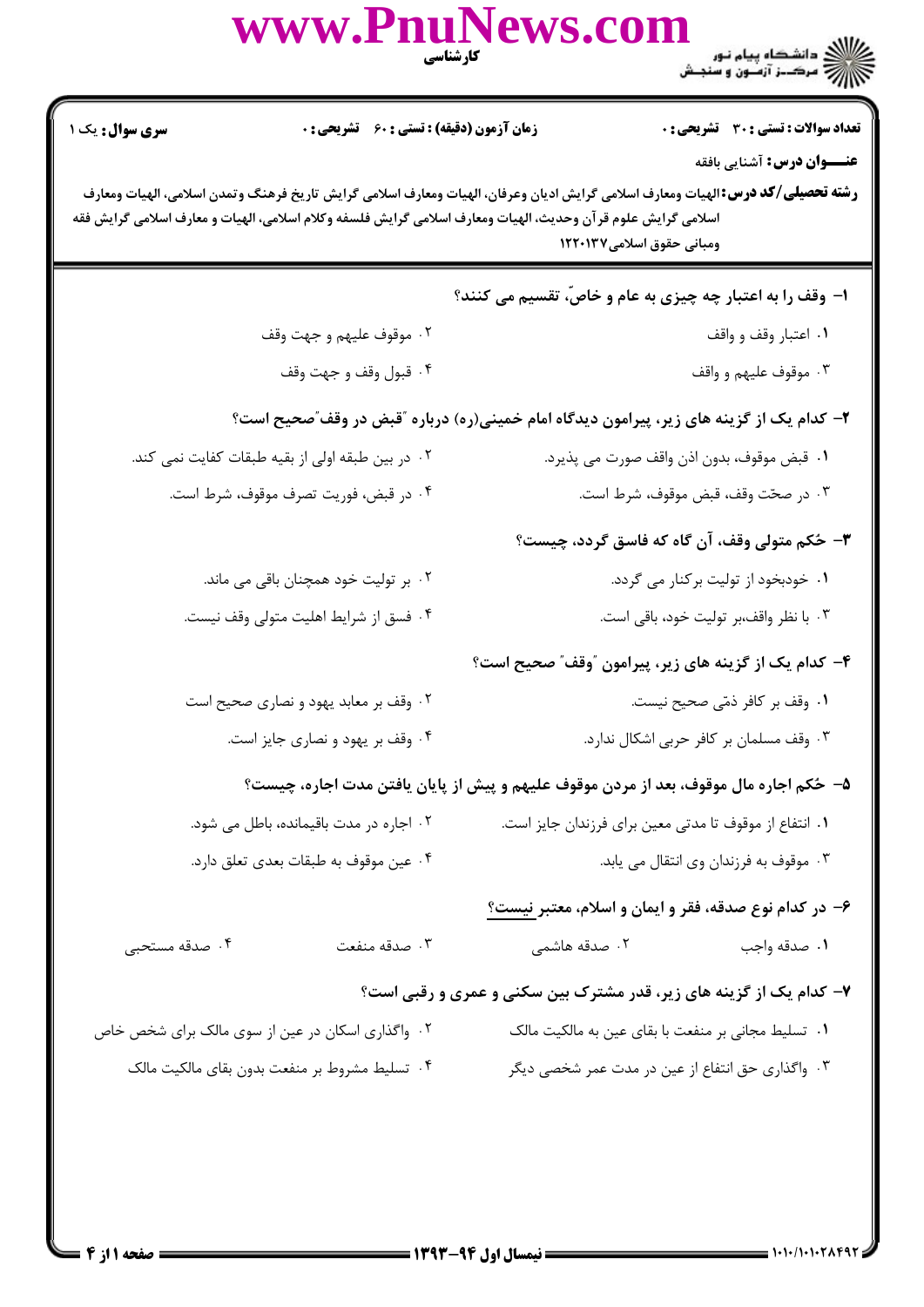**سری سوال:** یک ۱

**زمان آزمون (دقیقه) : تستی :** ۶۰ **تشریحی :** ۰

**تعداد سوالات : تستی :** ۳۰ **تشریحی :** ۰

**عنـــوان درس:** آشنایی بافقه

**رشته تحصیلی/کد درس:** الهیات ومعارف اسلامی گرایش ادیان وعرفان، الهیات ومعارف اسلامی گرایش تاریخ فرهنگ وتمدن اسلامی، الهیات ومعارف اسلامی گرایش علوم قرآن وحدیث، الهیات ومعارف اسلامی گرایش فلسفه وکلام اسلامی، الهیات و معارف اسلامی گرایش فقه ومبانی حقوق اسلامی۱۲۲۰۱۳۷

**۱- وقف را به اعتبار چه چیزی به عام و خاصّ، تقسیم می کنند؟**

۱. اعتبار وقف و واقف

۲. موقوف علیهم و جهت وقف

۳. موقوف علیهم و واقف

۴. قبول وقف و جهت وقف

**۲- کدام یک از گزینه های زیر، پیرامون دیدگاه امام خمینی(ره) درباره "قبض در وقف"صحیح است؟**

۱. قبض موقوف، بدون اذن واقف صورت می پذیرد.

۲. در بین طبقه اولی از بقیه طبقات کفایت نمی کند.

۳. در صحّت وقف، قبض موقوف، شرط است.

۴. در قبض، فوریت تصرف موقوف، شرط است.

**۳- حُکم متولی وقف، آن گاه که فاسق گردد، چیست؟**

۱. خودبخود از تولیت برکنار می گردد.

۲. بر تولیت خود همچنان باقی می ماند.

۳. با نظر واقف،بر تولیت خود، باقی است.

۴. فسق از شرایط اهلیت متولی وقف نیست.

**۴- کدام یک از گزینه های زیر، پیرامون "وقف" صحیح است؟**

۱. وقف بر کافر ذمّی صحیح نیست.

۲. وقف بر معابد یهود و نصاری صحیح است

۳. وقف مسلمان بر کافر حربی اشکال ندارد.

۴. وقف بر یهود و نصاری جایز است.

**۵- حُکم اجاره مال موقوف، بعد از مردن موقوف علیهم و پیش از پایان یافتن مدت اجاره، چیست؟**

۱. انتفاع از موقوف تا مدتی معین برای فرزندان جایز است.

۲. اجاره در مدت باقیمانده، باطل می شود.

۳. موقوف به فرزندان وی انتقال می یابد.

۴. عین موقوف به طبقات بعدی تعلق دارد.

**۶- در کدام نوع صدقه، فقر و ایمان و اسلام، معتبر نیست؟**

۱. صدقه واجب

۲. صدقه هاشمی

۳. صدقه منفعت

۴. صدقه مستحبی

**۷- کدام یک از گزینه های زیر، قدر مشترک بین سکنی و عمری و رقبی است؟**

۱. تسلیط مجانی بر منفعت با بقای عین به مالکیت مالک

۲. واگذاری اسکان در عین از سوی مالک برای شخص خاص

۳. واگذاری حق انتفاع از عین در مدت عمر شخصی دیگر

۴. تسلیط مشروط بر منفعت بدون بقای مالکیت مالک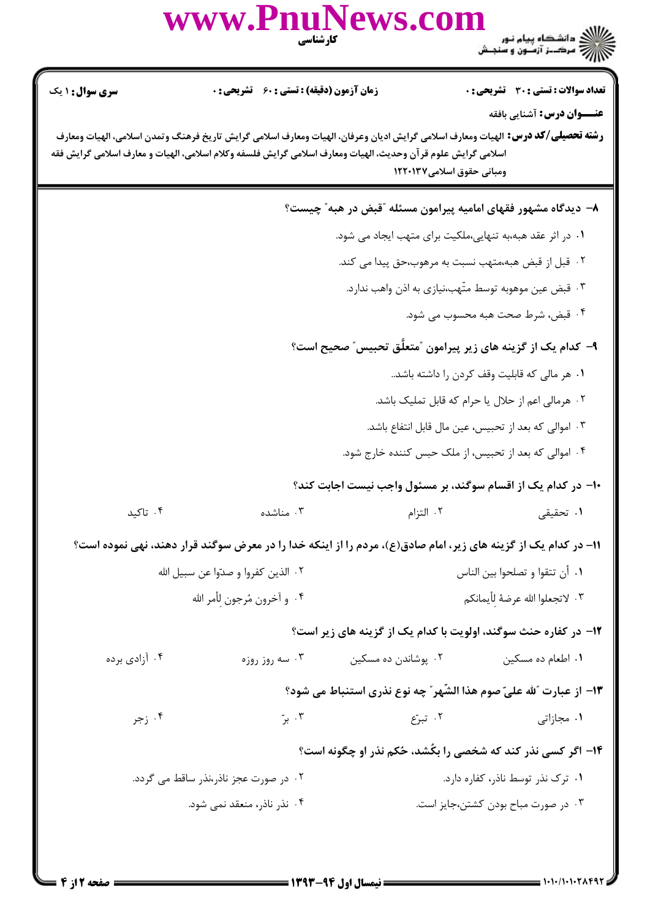**سری سوال:** ۱ یک

**زمان آزمون (دقیقه) : تستی :** ۶۰ **تشریحی :** ۰

**تعداد سوالات : تستی :** ۳۰ **تشریحی :** ۰

**عنـــوان درس:** آشنایی بافقه

**رشته تحصیلی/کد درس:** الهیات ومعارف اسلامی گرایش ادیان وعرفان، الهیات ومعارف اسلامی گرایش تاریخ فرهنگ وتمدن اسلامی، الهیات ومعارف اسلامی گرایش علوم قرآن وحدیث، الهیات ومعارف اسلامی گرایش فلسفه وکلام اسلامی، الهیات و معارف اسلامی گرایش فقه ومبانی حقوق اسلامی۱۲۲۰۱۳۷

**۸- دیدگاه مشهور فقهای امامیه پیرامون مسئله "قبض در هبه" چیست؟**

۱. در اثر عقد هبه،به تنهایی،ملکیت برای متهب ایجاد می شود.

۲. قبل از قبض هبه،متهب نسبت به مرهوب،حق پیدا می کند.

۳. قبض عین موهوبه توسط متّهب،نیازی به اذن واهب ندارد.

۴. قبض، شرط صحت هبه محسوب می شود.

**۹- کدام یک از گزینه های زیر پیرامون "متعلَّق تحبیس" صحیح است؟**

۱. هر مالی که قابلیت وقف کردن را داشته باشد..

۲. هرمالی اعم از حلال یا حرام که قابل تملیک باشد.

۳. اموالی که بعد از تحبیس، عین مال قابل انتفاع باشد.

۴. اموالی که بعد از تحبیس، از ملک حبس کننده خارج شود.

**۱۰- در کدام یک از اقسام سوگند، بر مسئول واجب نیست اجابت کند؟**

۱. تحقیقی ۲. التزام ۳. مناشده ۴. تاکید

**۱۱- در کدام یک از گزینه های زیر، امام صادق(ع)، مردم را از اینکه خدا را در معرض سوگند قرار دهند، نهی نموده است؟**

۱. أن تتقوا و تصلحوا بین الناس

۲. الذین کفروا و صدّوا عن سبیل الله

۳. لاتجعلوا الله عرضةً لِأیمانکم

۴. و آخرون مُرجون لِأمر الله

**۱۲- در کفاره حنث سوگند، اولویت با کدام یک از گزینه های زیر است؟**

۱. اطعام ده مسکین ۲. پوشاندن ده مسکین ۳. سه روز روزه ۴. آزادی برده

**۱۳- از عبارت "لله علیّ صوم هذا الشّهر" چه نوع نذری استنباط می شود؟**

۱. مجازاتی ۲. تبرّع ۳. برّ ۴. زجر

**۱۴- اگر کسی نذر کند که شخصی را بکُشد، حُکم نذر او چگونه است؟**

۱. ترک نذر توسط ناذر، کفاره دارد.

۲. در صورت عجز ناذر،نذر ساقط می گردد.

۳. در صورت مباح بودن کشتن،جایز است.

۴. نذر ناذر، منعقد نمی شود.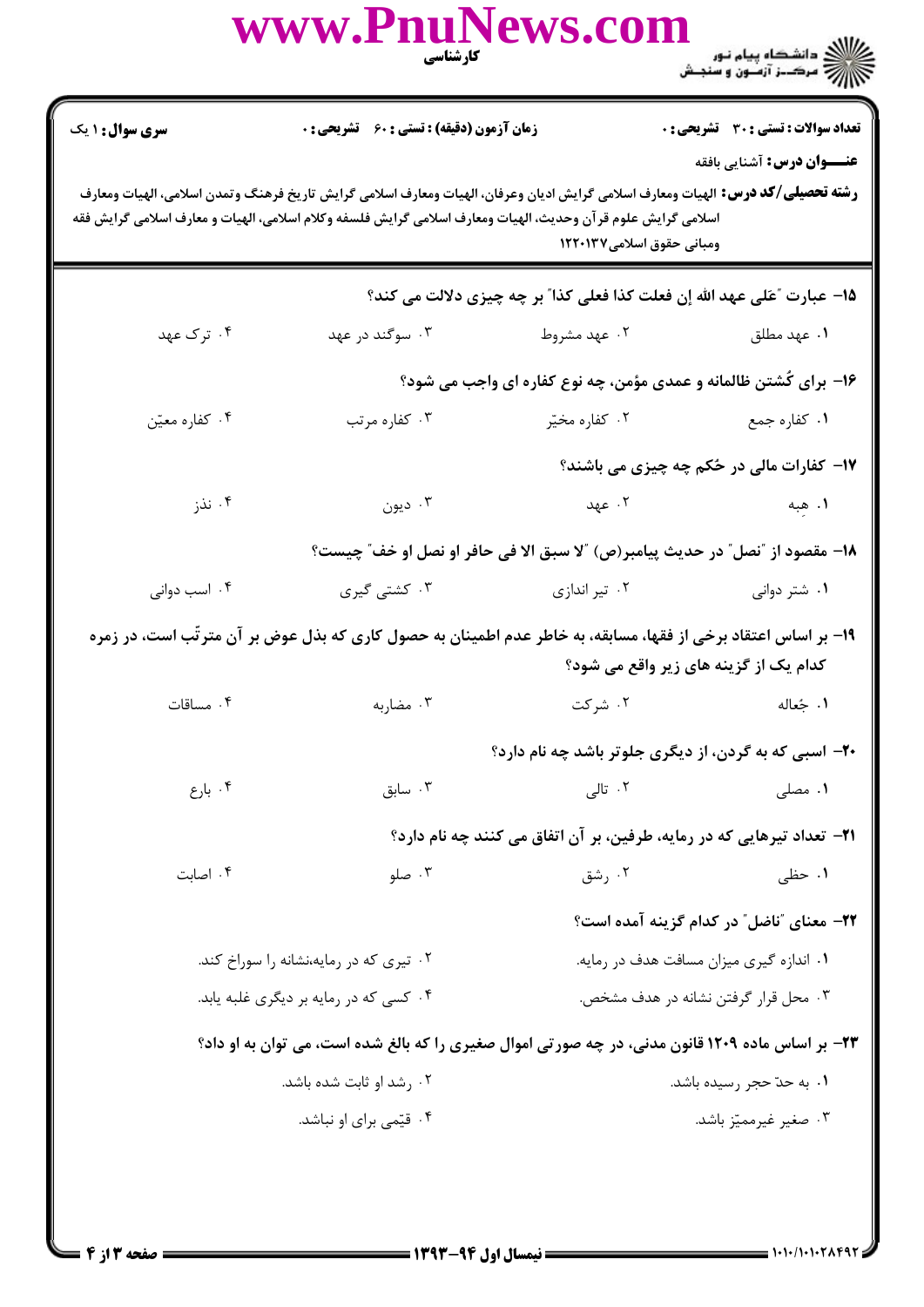**سری سوال:** ۱ یک

**زمان آزمون (دقیقه) : تستی : ۶۰ تشریحی : ۰**

**تعداد سوالات : تستی : ۳۰ تشریحی : ۰**

**عنـــوان درس:** آشنایی بافقه

**رشته تحصیلی/کد درس:** الهیات ومعارف اسلامی گرایش ادیان وعرفان، الهیات ومعارف اسلامی گرایش تاریخ فرهنگ وتمدن اسلامی، الهیات ومعارف اسلامی گرایش علوم قرآن وحدیث، الهیات ومعارف اسلامی گرایش فلسفه وکلام اسلامی، الهیات و معارف اسلامی گرایش فقه ومبانی حقوق اسلامی۱۲۲۰۱۳۷

**۱۵- عبارت "عَلی عهد الله إن فعلت کذا فعلی کذا" بر چه چیزی دلالت می کند؟**

۱. عهد مطلق
۲. عهد مشروط
۳. سوگند در عهد
۴. ترک عهد

**۱۶- برای کُشتن ظالمانه و عمدی مؤمن، چه نوع کفاره ای واجب می شود؟**

۱. کفاره جمع
۲. کفاره مخیّر
۳. کفاره مرتب
۴. کفاره معیّن

**۱۷- کفارات مالی در حُکم چه چیزی می باشند؟**

۱. هِبه
۲. عهد
۳. دیون
۴. نذر

**۱۸- مقصود از "نصل" در حدیث پیامبر(ص) "لا سبق الا فی حافر او نصل او خف" چیست؟**

۱. شتر دوانی
۲. تیر اندازی
۳. کشتی گیری
۴. اسب دوانی

**۱۹- بر اساس اعتقاد برخی از فقها، مسابقه، به خاطر عدم اطمینان به حصول کاری که بذل عوض بر آن مترتّب است، در زمره کدام یک از گزینه های زیر واقع می شود؟**

۱. جُعاله
۲. شرکت
۳. مضاربه
۴. مساقات

**۲۰- اسبی که به گردن، از دیگری جلوتر باشد چه نام دارد؟**

۱. مصلی
۲. تالی
۳. سابق
۴. بارع

**۲۱- تعداد تیرهایی که در رمایه، طرفین، بر آن اتفاق می کنند چه نام دارد؟**

۱. حظی
۲. رشق
۳. صلو
۴. اصابت

**۲۲- معنای "ناضل" در کدام گزینه آمده است؟**

۱. اندازه گیری میزان مسافت هدف در رمایه.
۲. تیری که در رمایه،نشانه را سوراخ کند.
۳. محل قرار گرفتن نشانه در هدف مشخص.
۴. کسی که در رمایه بر دیگری غلبه یابد.

**۲۳- بر اساس ماده ۱۲۰۹ قانون مدنی، در چه صورتی اموال صغیری را که بالغ شده است، می توان به او داد؟**

۱. به حدّ حجر رسیده باشد.
۲. رشد او ثابت شده باشد.
۳. صغیر غیرممیّز باشد.
۴. قیّمی برای او نباشد.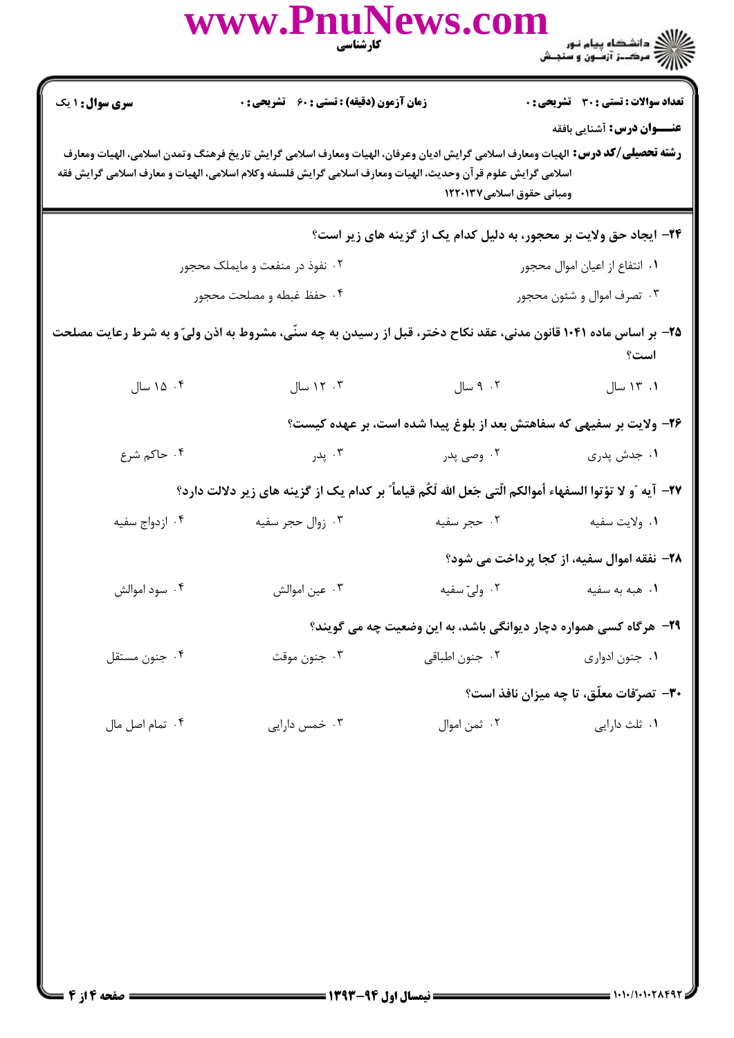**سری سوال:** ۱ یک | **زمان آزمون (دقیقه) : تستی :** ۶۰ **تشریحی :** ۰ | **تعداد سوالات : تستی :** ۳۰ **تشریحی :** ۰

**عنـــوان درس:** آشنایی بافقه

**رشته تحصیلی/کد درس:** الهیات ومعارف اسلامی گرایش ادیان وعرفان، الهیات ومعارف اسلامی گرایش تاریخ فرهنگ وتمدن اسلامی، الهیات ومعارف اسلامی گرایش علوم قرآن وحدیث، الهیات ومعارف اسلامی گرایش فلسفه وکلام اسلامی، الهیات و معارف اسلامی گرایش فقه ومبانی حقوق اسلامی۱۲۲۰۱۳۷

**۲۴- ایجاد حق ولایت بر محجور، به دلیل کدام یک از گزینه های زیر است؟**

۱. انتفاع از اعیان اموال محجور
۲. نفوذ در منفعت و مایملک محجور
۳. تصرف اموال و شئون محجور
۴. حفظ غبطه و مصلحت محجور

**۲۵- بر اساس ماده ۱۰۴۱ قانون مدنی، عقد نکاح دختر، قبل از رسیدن به چه سنّی، مشروط به اذن ولیّ و به شرط رعایت مصلحت است؟**

۱. ۱۳ سال
۲. ۹ سال
۳. ۱۲ سال
۴. ۱۵ سال

**۲۶- ولایت بر سفیهی که سفاهتش بعد از بلوغ پیدا شده است، بر عهده کیست؟**

۱. جدش پدری
۲. وصی پدر
۳. پدر
۴. حاکم شرع

**۲۷- آیه "و لا تؤتوا السفهاء أموالکم الّتی جَعل الله لَکُم قیاماً" بر کدام یک از گزینه های زیر دلالت دارد؟**

۱. ولایت سفیه
۲. حجر سفیه
۳. زوال حجر سفیه
۴. ازدواج سفیه

**۲۸- نفقه اموال سفیه، از کجا پرداخت می شود؟**

۱. هبه به سفیه
۲. ولیّ سفیه
۳. عین اموالش
۴. سود اموالش

**۲۹- هرگاه کسی همواره دچار دیوانگی باشد، به این وضعیت چه می گویند؟**

۱. جنون ادواری
۲. جنون اطباقی
۳. جنون موقت
۴. جنون مستقل

**۳۰- تصرّفات معلّق، تا چه میزان نافذ است؟**

۱. ثلث دارایی
۲. ثمن اموال
۳. خمس دارایی
۴. تمام اصل مال